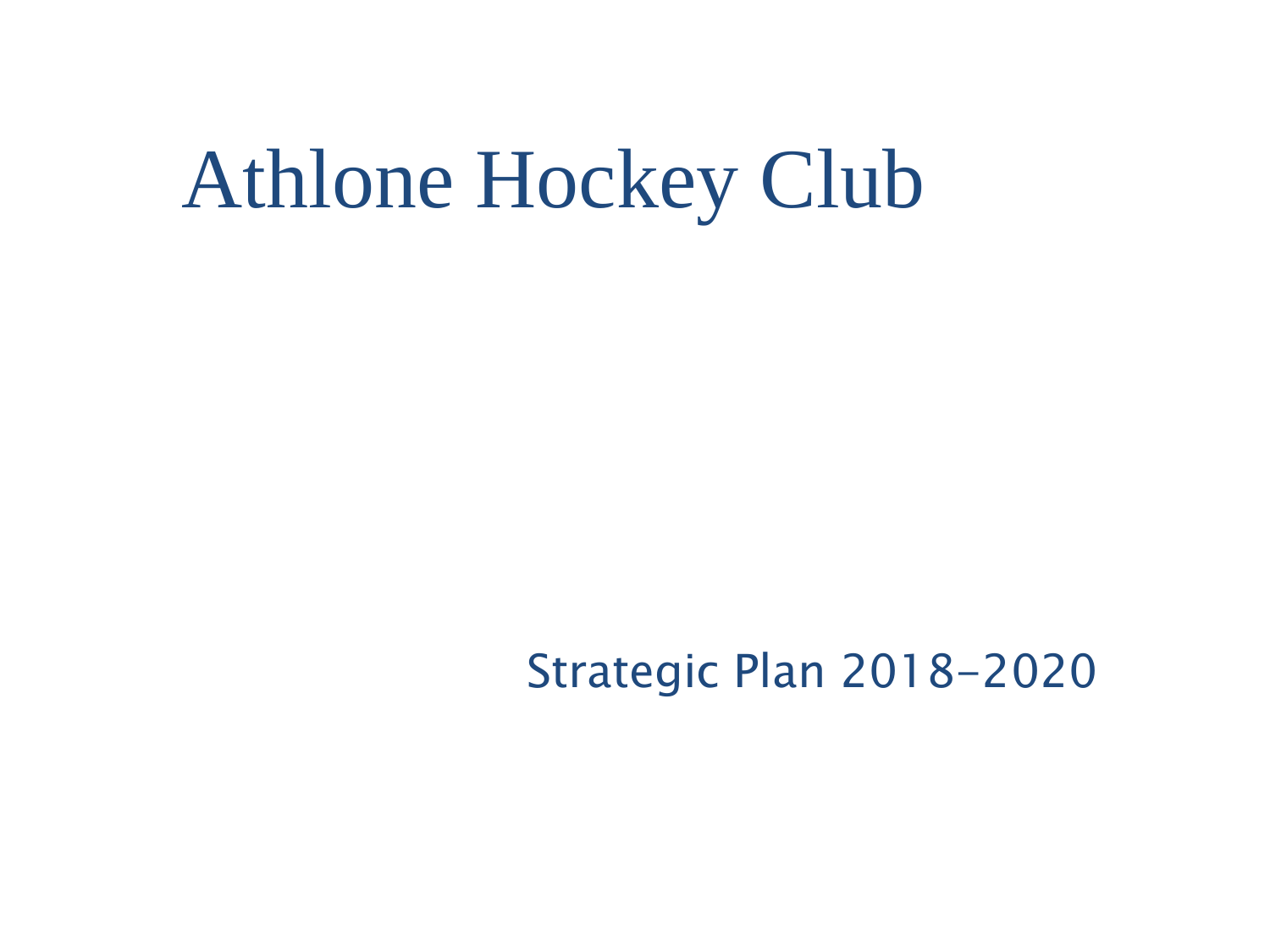# Athlone Hockey Club

Strategic Plan 2018–2020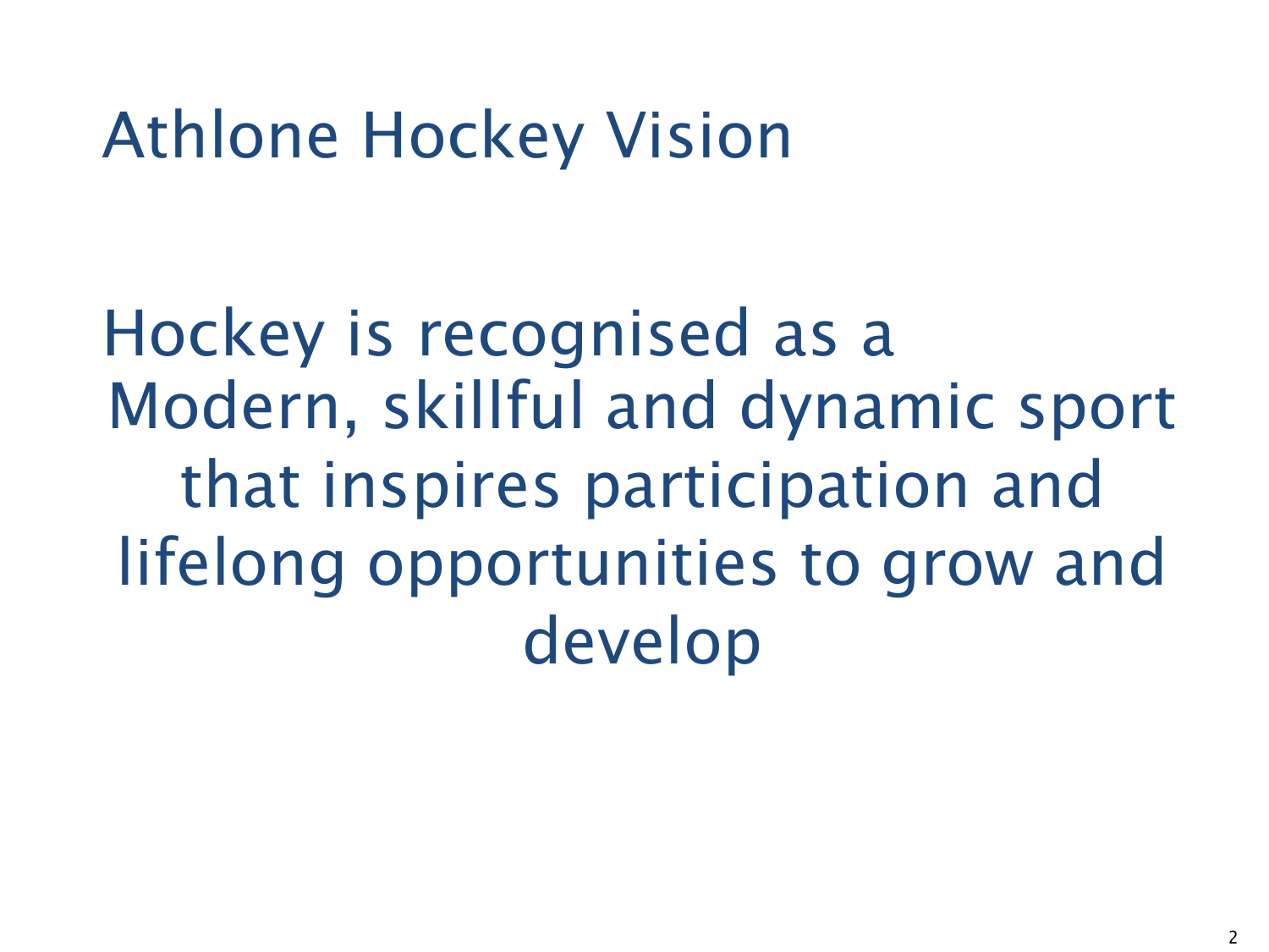# Athlone Hockey Vision

Hockey is recognised as a Modern, skillful and dynamic sport that inspires participation and lifelong opportunities to grow and develop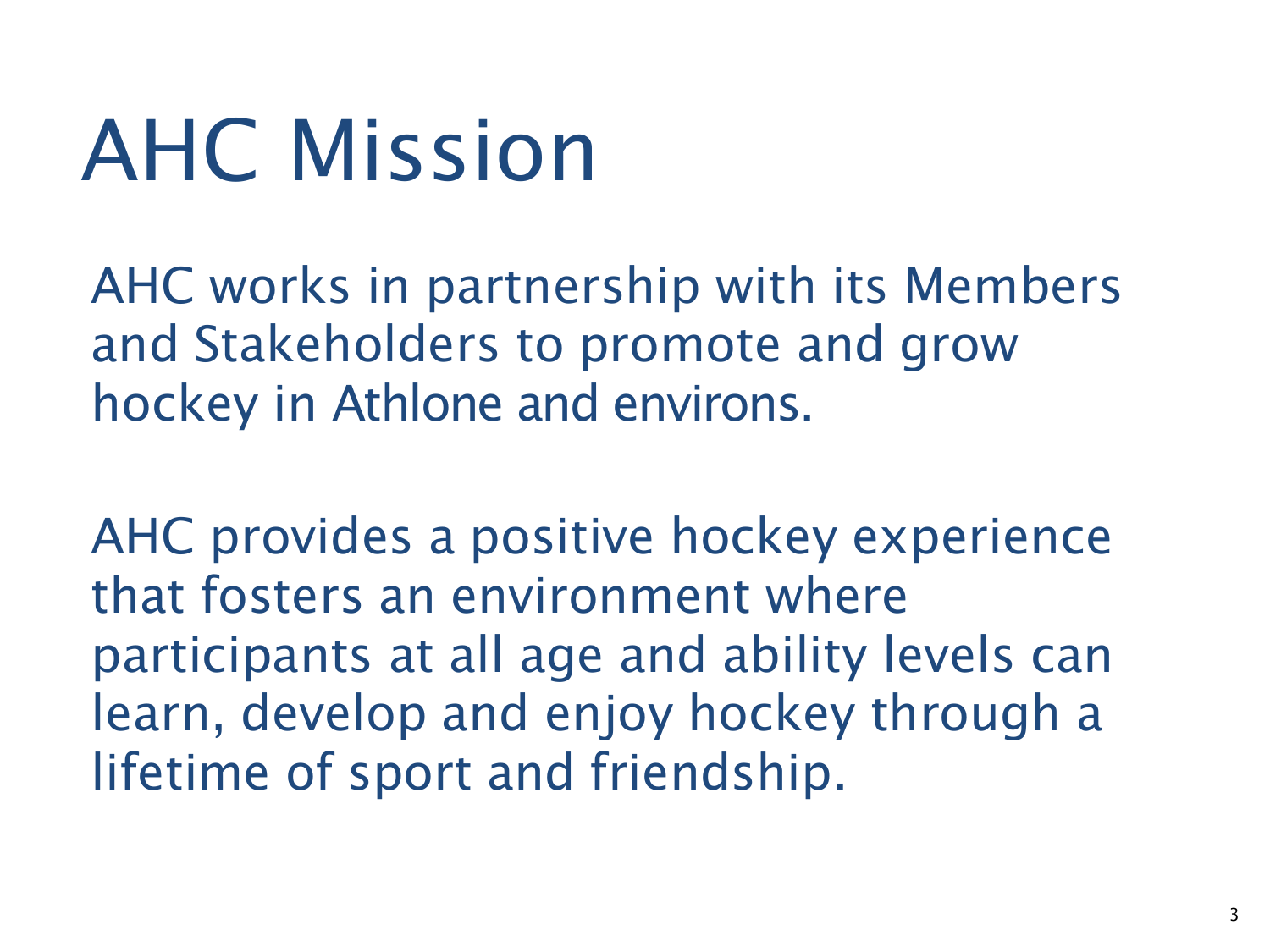# AHC Mission

AHC works in partnership with its Members and Stakeholders to promote and grow hockey in Athlone and environs.

AHC provides a positive hockey experience that fosters an environment where participants at all age and ability levels can learn, develop and enjoy hockey through a lifetime of sport and friendship.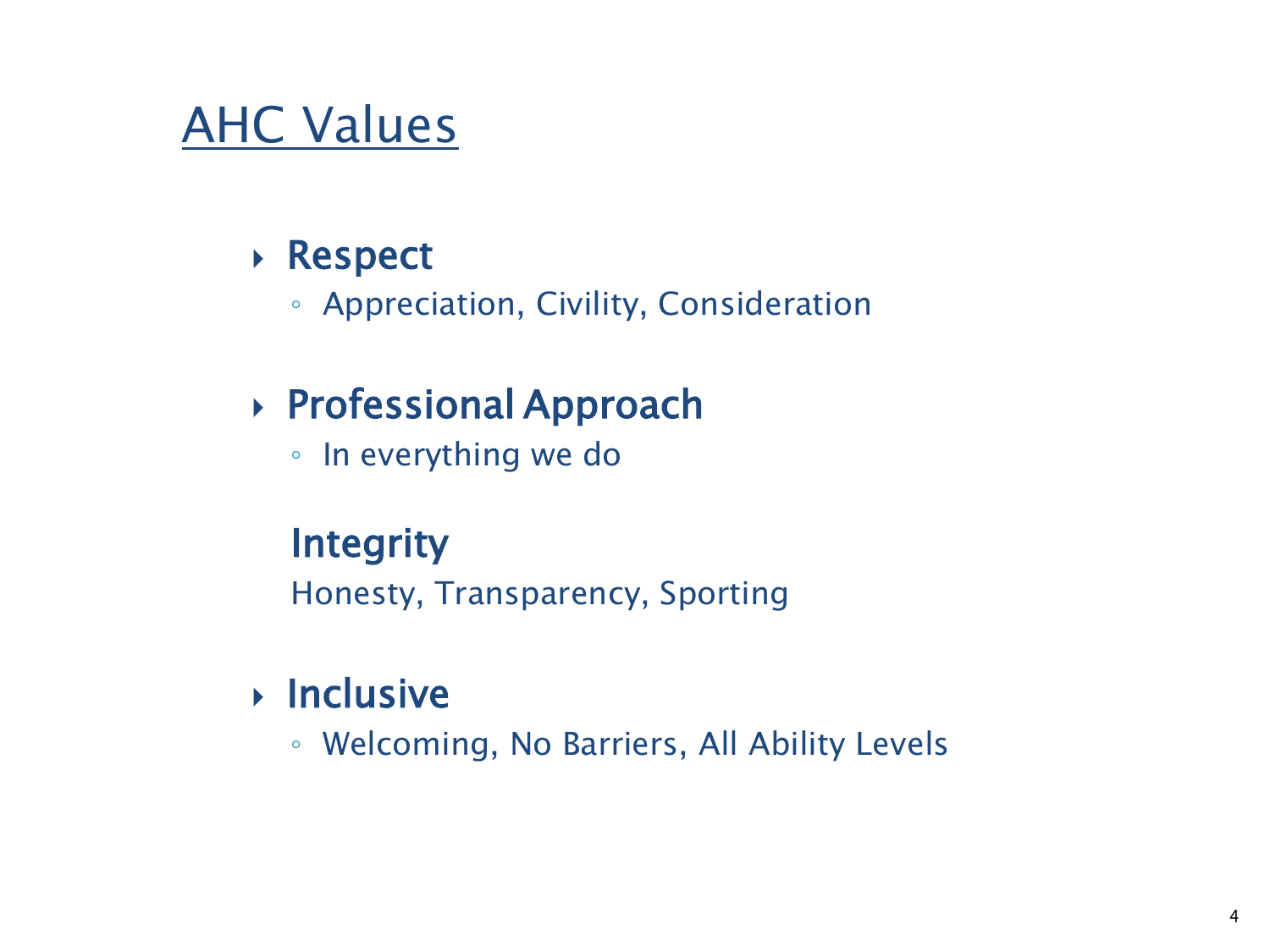# AHC Values

- **Respect**
  - Appreciation, Civility, Consideration
- **Professional Approach**
  - In everything we do

**Integrity**

Honesty, Transparency, Sporting

- **Inclusive**
  - Welcoming, No Barriers, All Ability Levels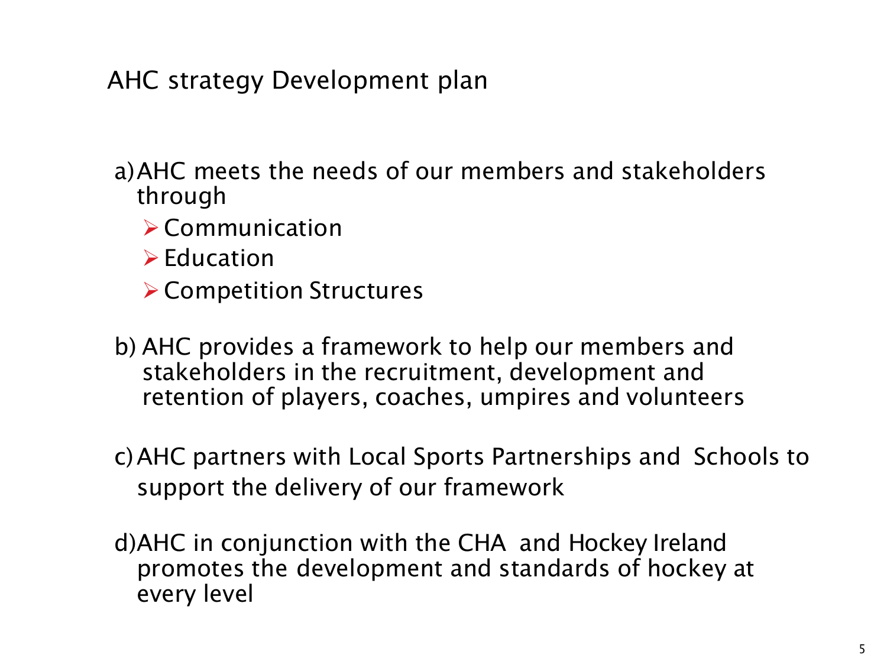# AHC strategy Development plan

a) AHC meets the needs of our members and stakeholders through

- Communication
- Education
- Competition Structures

b) AHC provides a framework to help our members and stakeholders in the recruitment, development and retention of players, coaches, umpires and volunteers

c) AHC partners with Local Sports Partnerships and Schools to support the delivery of our framework

d) AHC in conjunction with the CHA and Hockey Ireland promotes the development and standards of hockey at every level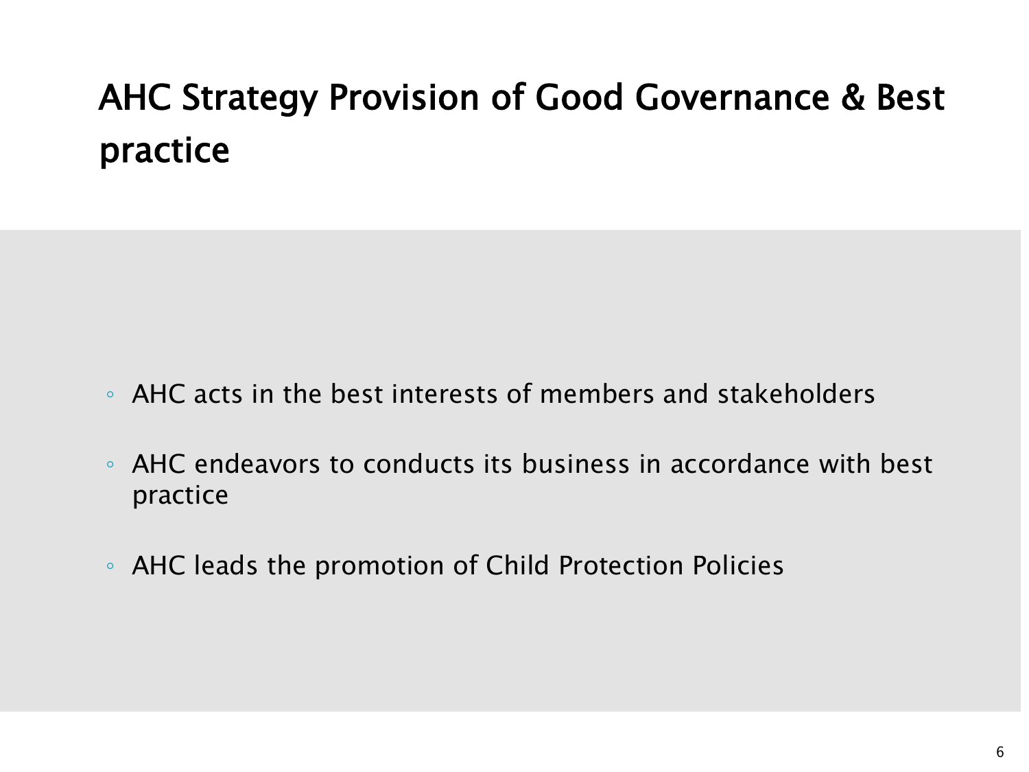# AHC Strategy Provision of Good Governance & Best practice

- AHC acts in the best interests of members and stakeholders
- AHC endeavors to conducts its business in accordance with best practice
- AHC leads the promotion of Child Protection Policies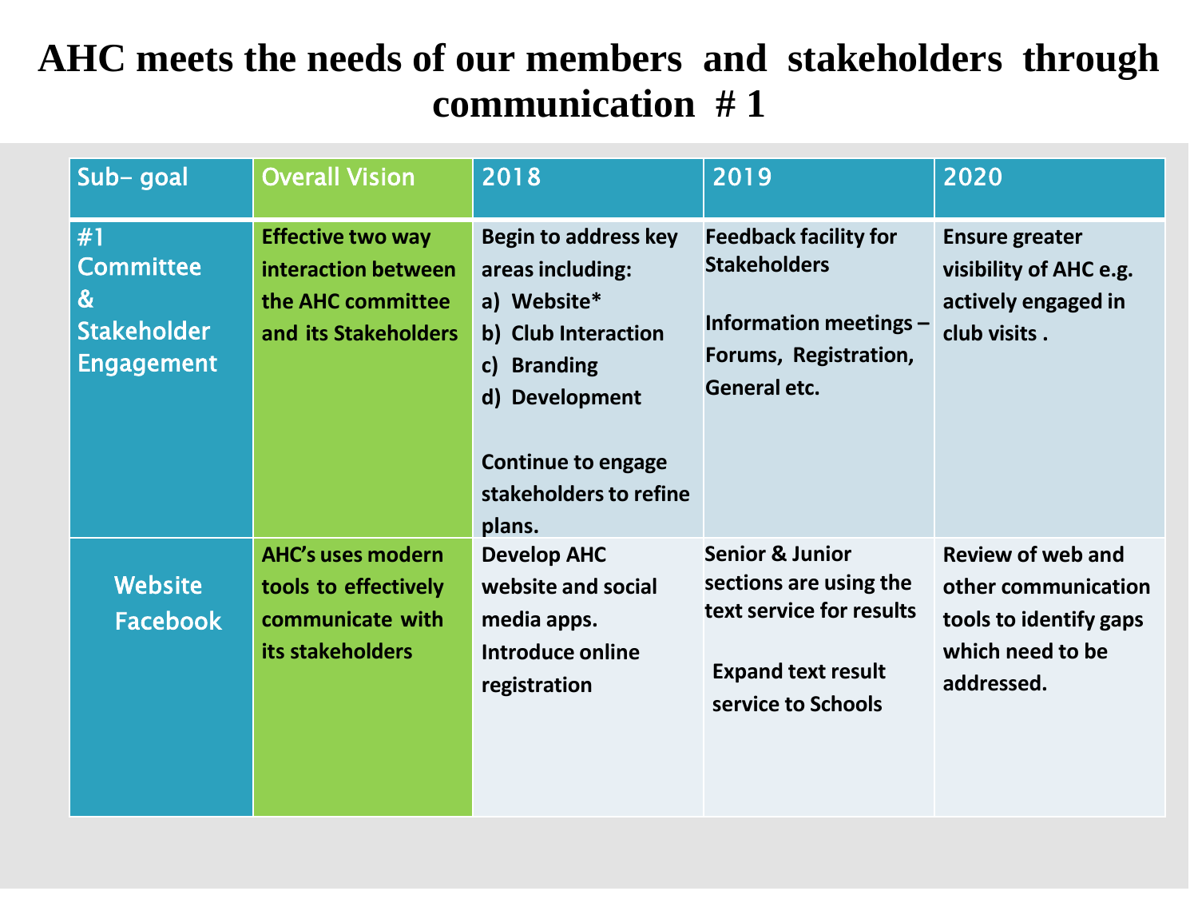# AHC meets the needs of our members and stakeholders through communication # 1

| Sub- goal | Overall Vision | 2018 | 2019 | 2020 |
|---|---|---|---|---|
| #1 Committee & Stakeholder Engagement | Effective two way interaction between the AHC committee and its Stakeholders | Begin to address key areas including: a) Website* b) Club Interaction c) Branding d) Development<br><br>Continue to engage stakeholders to refine plans. | Feedback facility for Stakeholders<br><br>Information meetings – Forums, Registration, General etc. | Ensure greater visibility of AHC e.g. actively engaged in club visits . |
| Website Facebook | AHC's uses modern tools to effectively communicate with its stakeholders | Develop AHC website and social media apps. Introduce online registration | Senior & Junior sections are using the text service for results<br><br>Expand text result service to Schools | Review of web and other communication tools to identify gaps which need to be addressed. |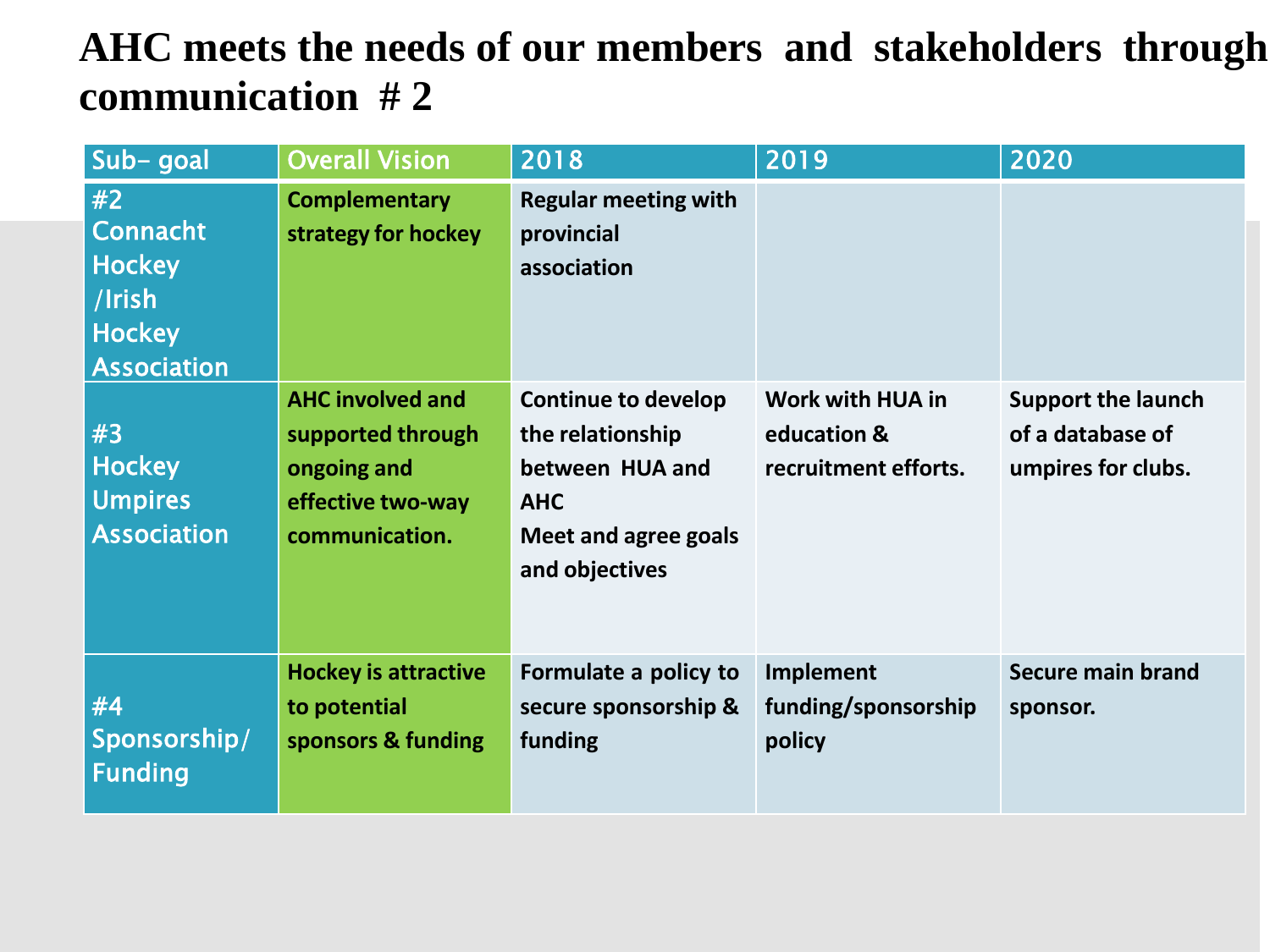# AHC meets the needs of our members and stakeholders through communication # 2

| Sub- goal | Overall Vision | 2018 | 2019 | 2020 |
|---|---|---|---|---|
| #2 Connacht Hockey /Irish Hockey Association | Complementary strategy for hockey | Regular meeting with provincial association | | |
| #3 Hockey Umpires Association | AHC involved and supported through ongoing and effective two-way communication. | Continue to develop the relationship between HUA and AHC<br>Meet and agree goals and objectives | Work with HUA in education & recruitment efforts. | Support the launch of a database of umpires for clubs. |
| #4 Sponsorship/ Funding | Hockey is attractive to potential sponsors & funding | Formulate a policy to secure sponsorship & funding | Implement funding/sponsorship policy | Secure main brand sponsor. |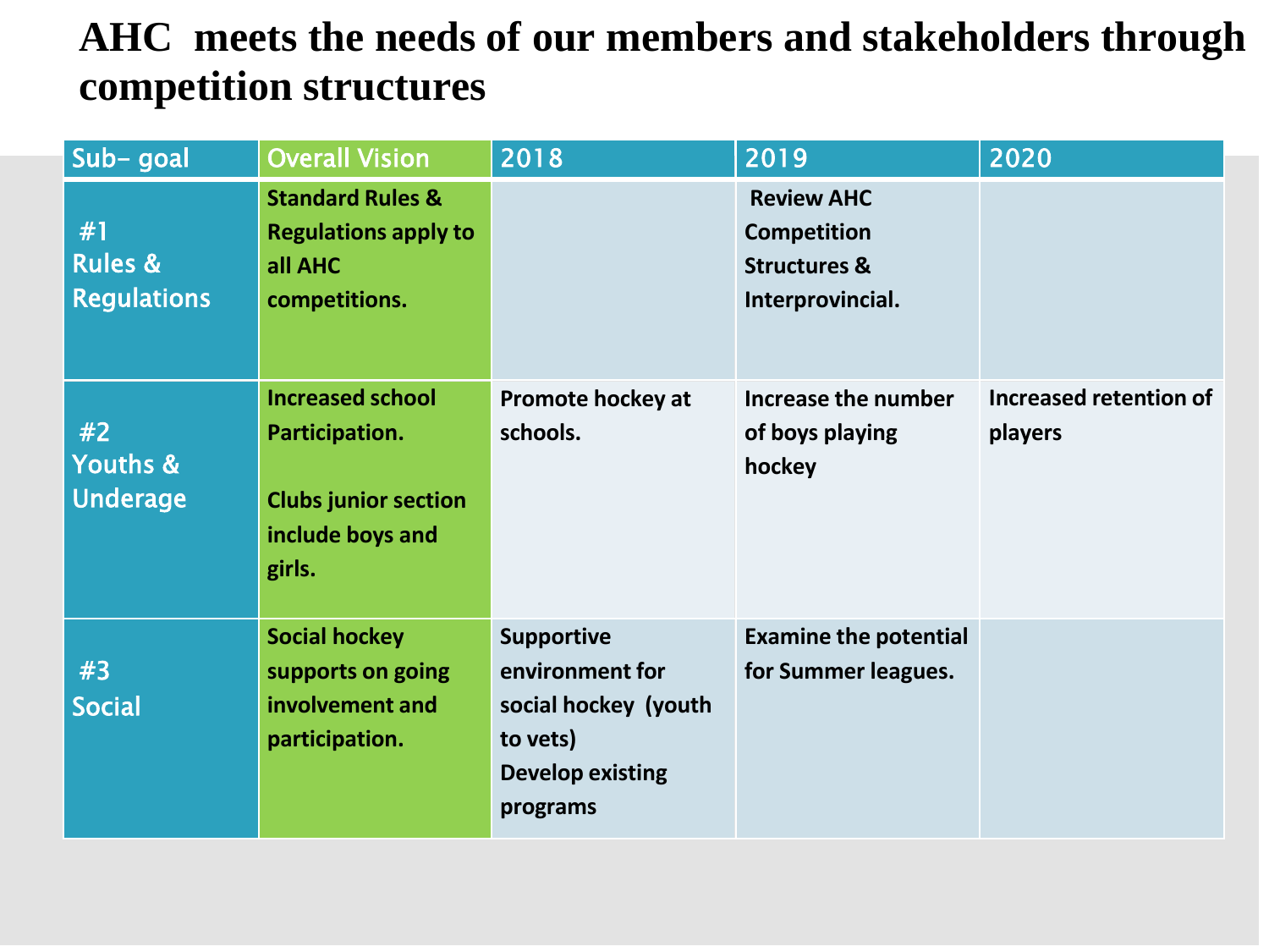# AHC meets the needs of our members and stakeholders through competition structures

| Sub- goal | Overall Vision | 2018 | 2019 | 2020 |
|---|---|---|---|---|
| #1 Rules & Regulations | Standard Rules & Regulations apply to all AHC competitions. | | Review AHC Competition Structures & Interprovincial. | |
| #2 Youths & Underage | Increased school Participation.<br><br>Clubs junior section include boys and girls. | Promote hockey at schools. | Increase the number of boys playing hockey | Increased retention of players |
| #3 Social | Social hockey supports on going involvement and participation. | Supportive environment for social hockey (youth to vets)<br>Develop existing programs | Examine the potential for Summer leagues. | |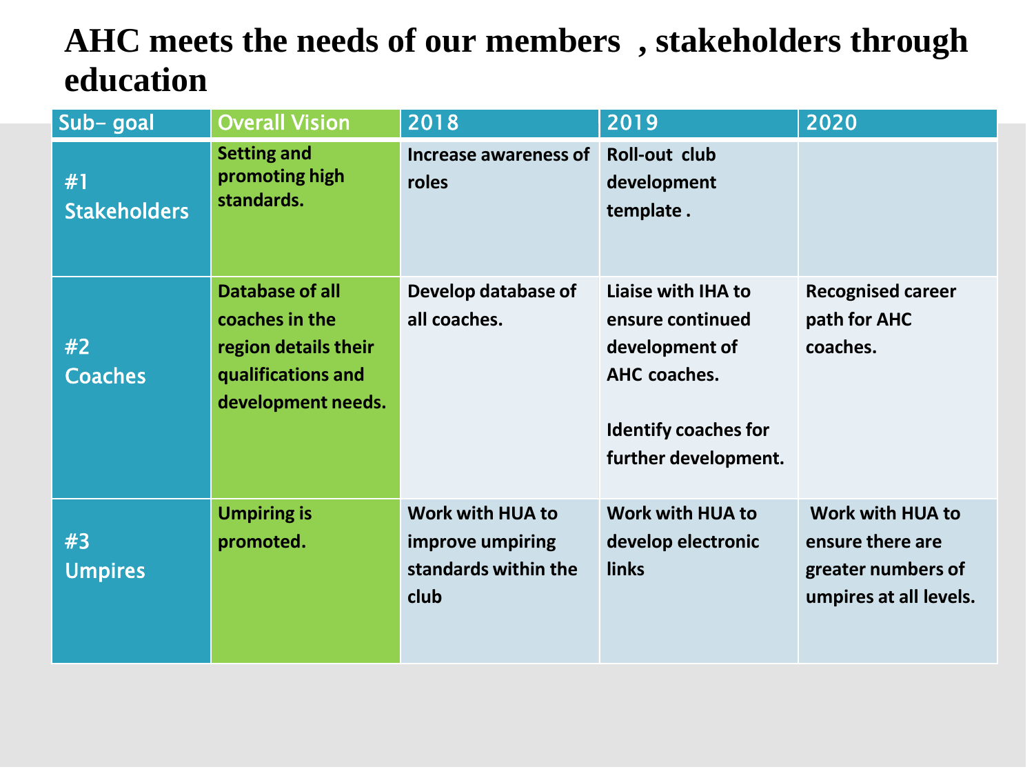# AHC meets the needs of our members , stakeholders through education

| Sub- goal | Overall Vision | 2018 | 2019 | 2020 |
| --- | --- | --- | --- | --- |
| #1 Stakeholders | **Setting and promoting high standards.** | **Increase awareness of roles** | **Roll-out club development template .** | |
| #2 Coaches | **Database of all coaches in the region details their qualifications and development needs.** | **Develop database of all coaches.** | **Liaise with IHA to ensure continued development of AHC coaches.** <br><br> **Identify coaches for further development.** | **Recognised career path for AHC coaches.** |
| #3 Umpires | **Umpiring is promoted.** | **Work with HUA to improve umpiring standards within the club** | **Work with HUA to develop electronic links** | **Work with HUA to ensure there are greater numbers of umpires at all levels.** |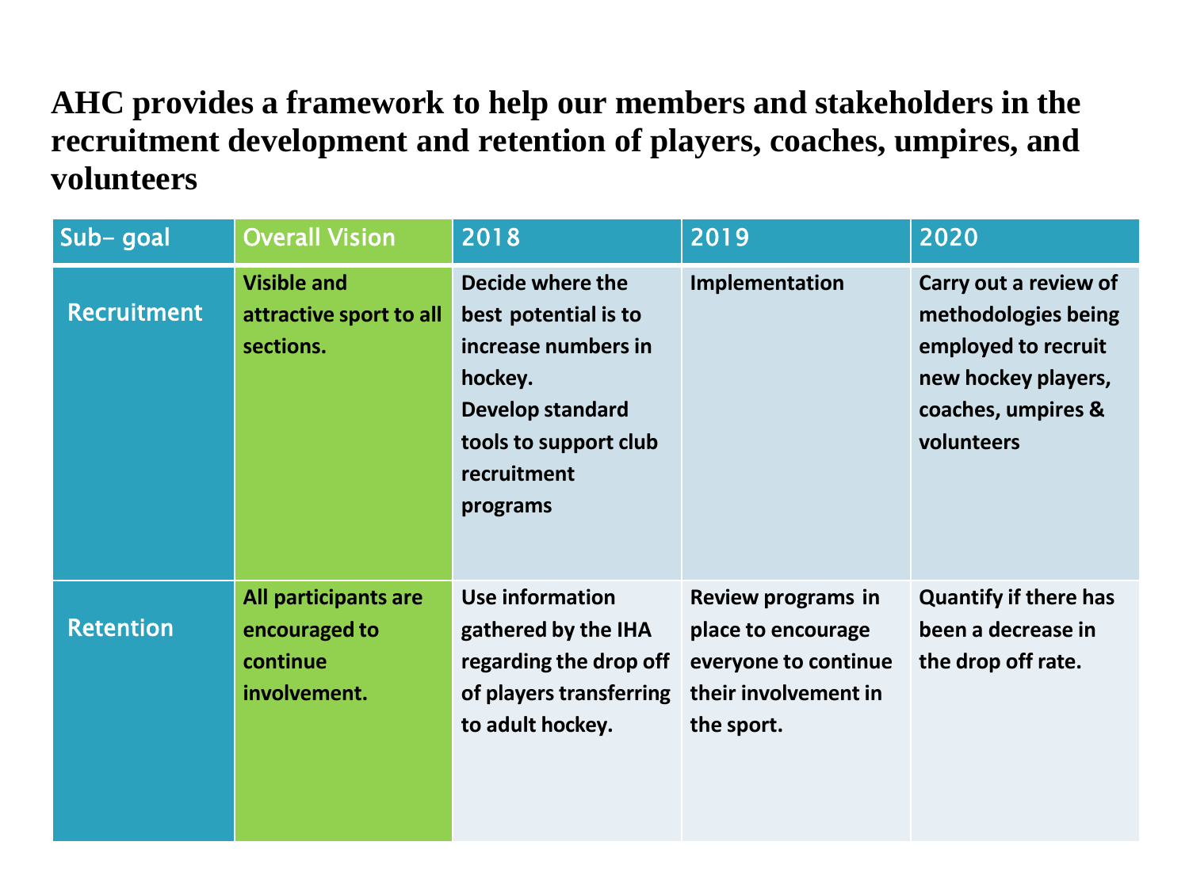# AHC provides a framework to help our members and stakeholders in the recruitment development and retention of players, coaches, umpires, and volunteers

| Sub- goal | Overall Vision | 2018 | 2019 | 2020 |
|---|---|---|---|---|
| Recruitment | **Visible and attractive sport to all sections.** | **Decide where the best potential is to increase numbers in hockey. Develop standard tools to support club recruitment programs** | **Implementation** | **Carry out a review of methodologies being employed to recruit new hockey players, coaches, umpires & volunteers** |
| Retention | **All participants are encouraged to continue involvement.** | **Use information gathered by the IHA regarding the drop off of players transferring to adult hockey.** | **Review programs in place to encourage everyone to continue their involvement in the sport.** | **Quantify if there has been a decrease in the drop off rate.** |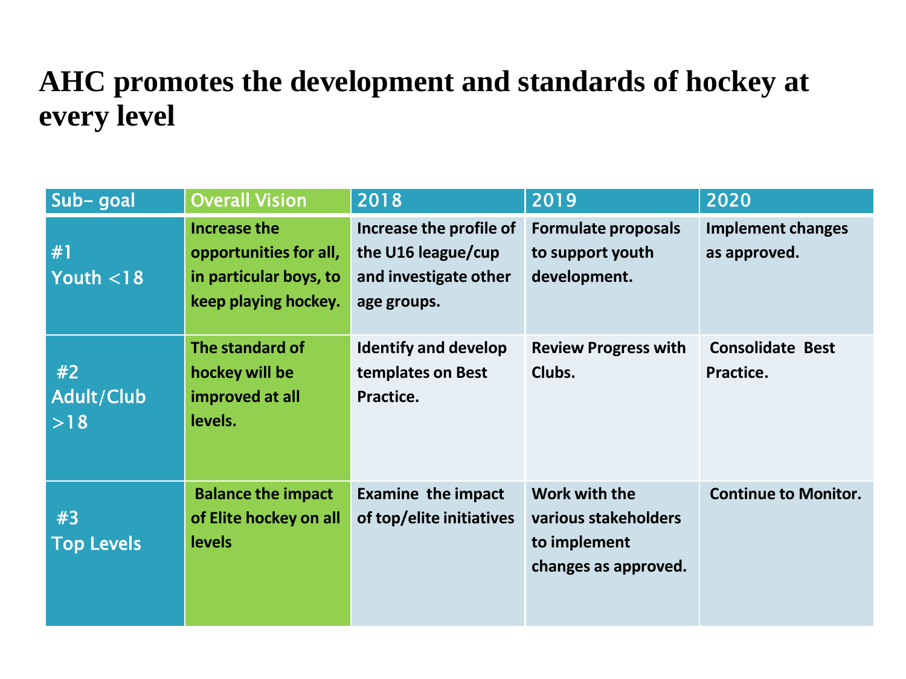# AHC promotes the development and standards of hockey at every level

| Sub- goal | Overall Vision | 2018 | 2019 | 2020 |
|---|---|---|---|---|
| #1 Youth <18 | Increase the opportunities for all, in particular boys, to keep playing hockey. | Increase the profile of the U16 league/cup and investigate other age groups. | Formulate proposals to support youth development. | Implement changes as approved. |
| #2 Adult/Club >18 | The standard of hockey will be improved at all levels. | Identify and develop templates on Best Practice. | Review Progress with Clubs. | Consolidate Best Practice. |
| #3 Top Levels | Balance the impact of Elite hockey on all levels | Examine the impact of top/elite initiatives | Work with the various stakeholders to implement changes as approved. | Continue to Monitor. |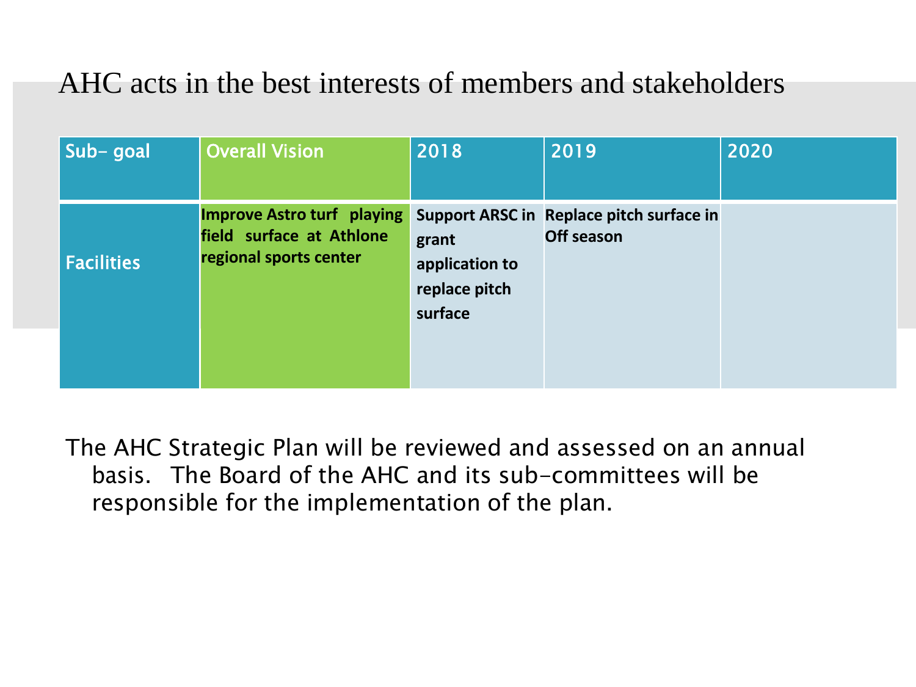# AHC acts in the best interests of members and stakeholders

| Sub- goal | Overall Vision | 2018 | 2019 | 2020 |
|---|---|---|---|---|
| Facilities | Improve Astro turf playing field surface at Athlone regional sports center | Support ARSC in grant application to replace pitch surface | Replace pitch surface in Off season | |

The AHC Strategic Plan will be reviewed and assessed on an annual basis. The Board of the AHC and its sub-committees will be responsible for the implementation of the plan.